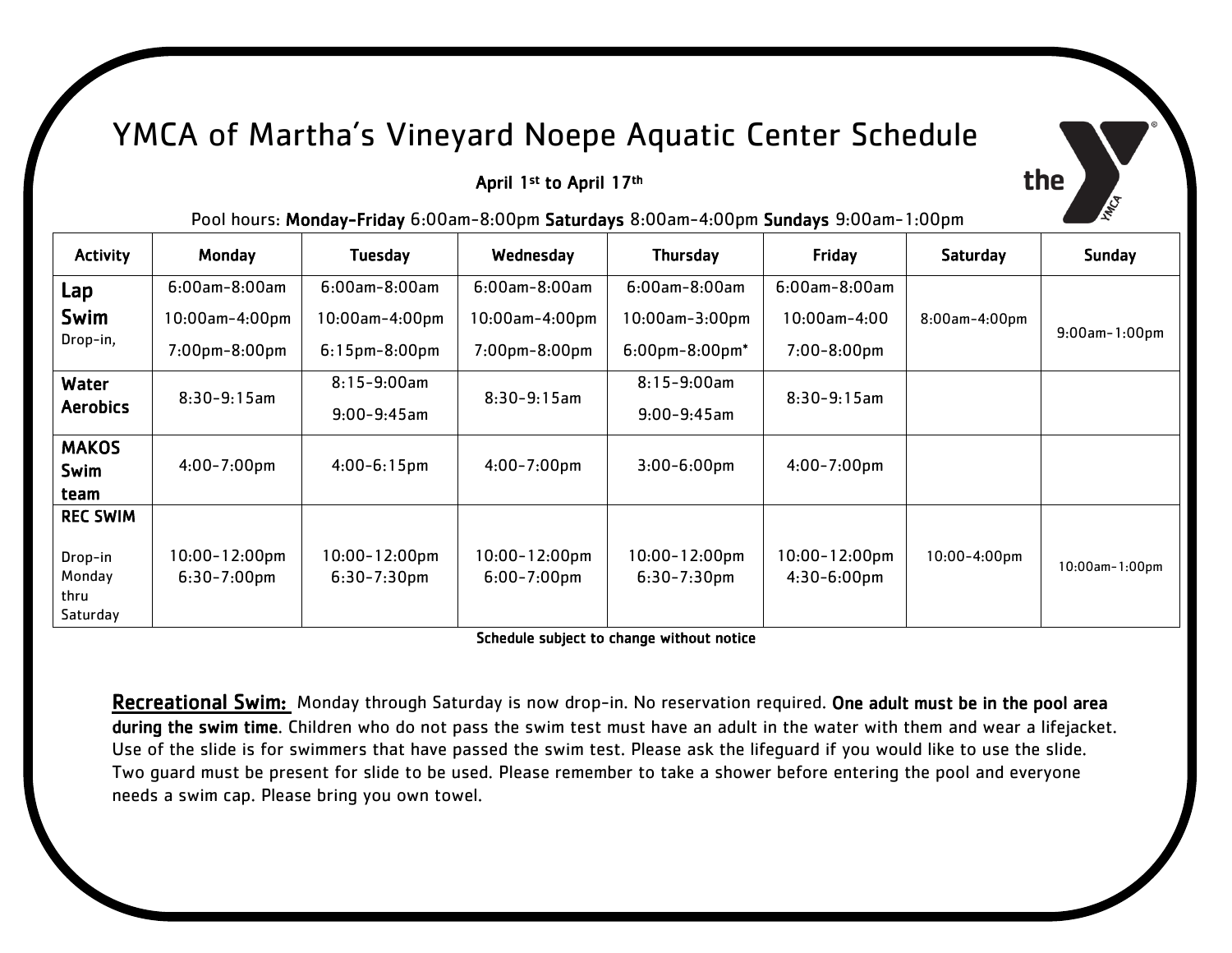# YMCA of Martha's Vineyard Noepe Aquatic Center Schedule

**April 1st to April 17th**

Pool hours: **Monday-Friday** 6:00am-8:00pm **Saturdays** 8:00am-4:00pm **Sundays** 9:00am-1:00pm

| Activity | Monday | Tuesday | Wednesday | Thursday | Friday | Saturday | Sunday |
|---|---|---|---|---|---|---|---|
| **Lap Swim** Drop-in, | 6:00am-8:00am<br>10:00am-4:00pm<br>7:00pm-8:00pm | 6:00am-8:00am<br>10:00am-4:00pm<br>6:15pm-8:00pm | 6:00am-8:00am<br>10:00am-4:00pm<br>7:00pm-8:00pm | 6:00am-8:00am<br>10:00am-3:00pm<br>6:00pm-8:00pm* | 6:00am-8:00am<br>10:00am-4:00<br>7:00-8:00pm | 8:00am-4:00pm | 9:00am-1:00pm |
| **Water Aerobics** | 8:30-9:15am | 8:15-9:00am<br>9:00-9:45am | 8:30-9:15am | 8:15-9:00am<br>9:00-9:45am | 8:30-9:15am | | |
| **MAKOS Swim team** | 4:00-7:00pm | 4:00-6:15pm | 4:00-7:00pm | 3:00-6:00pm | 4:00-7:00pm | | |
| **REC SWIM** Drop-in Monday thru Saturday | 10:00-12:00pm<br>6:30-7:00pm | 10:00-12:00pm<br>6:30-7:30pm | 10:00-12:00pm<br>6:00-7:00pm | 10:00-12:00pm<br>6:30-7:30pm | 10:00-12:00pm<br>4:30-6:00pm | 10:00-4:00pm | 10:00am-1:00pm |

**Schedule subject to change without notice**

**Recreational Swim:** Monday through Saturday is now drop-in. No reservation required. **One adult must be in the pool area during the swim time**. Children who do not pass the swim test must have an adult in the water with them and wear a lifejacket. Use of the slide is for swimmers that have passed the swim test. Please ask the lifeguard if you would like to use the slide. Two guard must be present for slide to be used. Please remember to take a shower before entering the pool and everyone needs a swim cap. Please bring you own towel.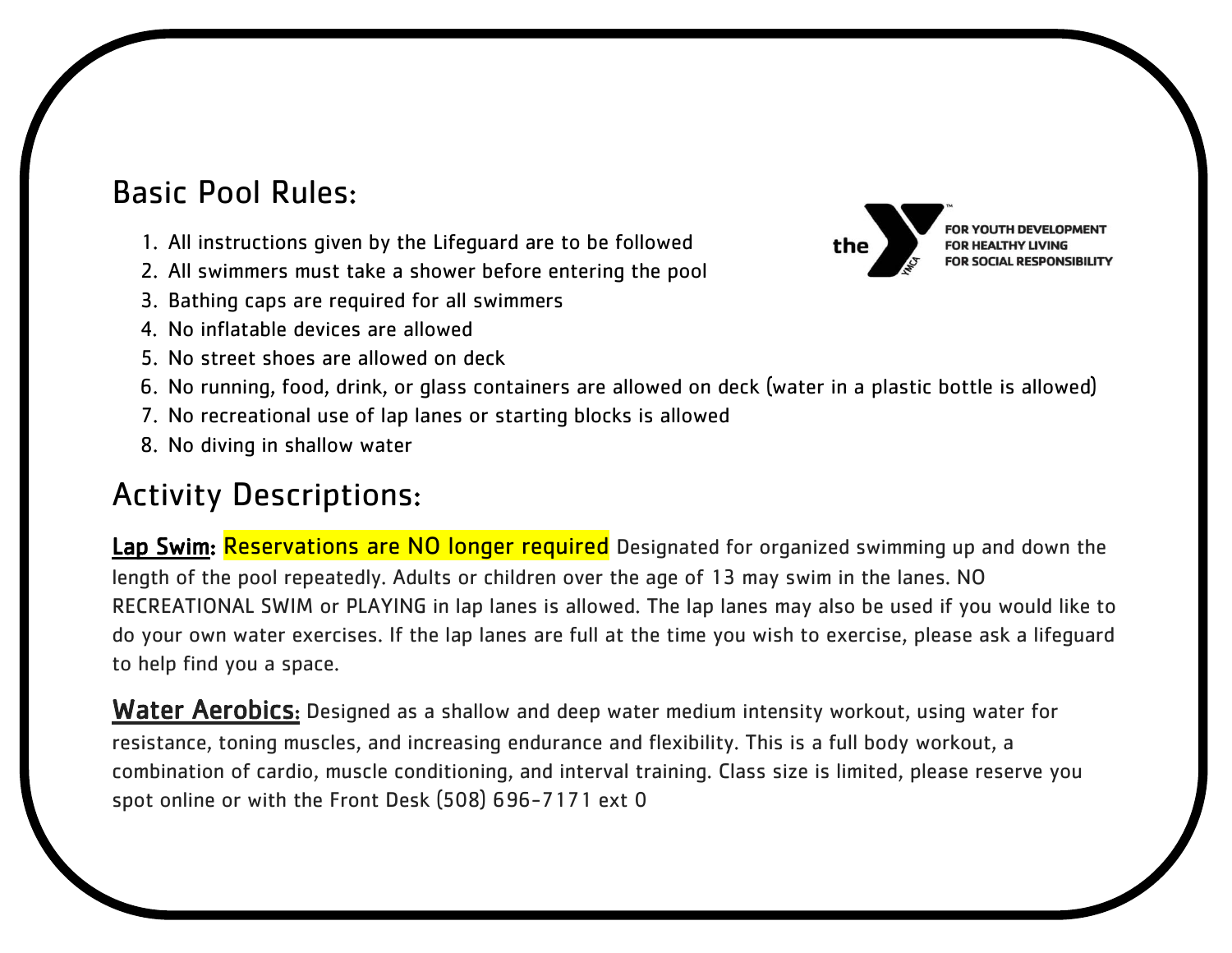## Basic Pool Rules:

1. All instructions given by the Lifeguard are to be followed
2. All swimmers must take a shower before entering the pool
3. Bathing caps are required for all swimmers
4. No inflatable devices are allowed
5. No street shoes are allowed on deck
6. No running, food, drink, or glass containers are allowed on deck (water in a plastic bottle is allowed)
7. No recreational use of lap lanes or starting blocks is allowed
8. No diving in shallow water

the

FOR YOUTH DEVELOPMENT
FOR HEALTHY LIVING
FOR SOCIAL RESPONSIBILITY

## Activity Descriptions:

**Lap Swim:** **Reservations are NO longer required** Designated for organized swimming up and down the length of the pool repeatedly. Adults or children over the age of 13 may swim in the lanes. NO RECREATIONAL SWIM or PLAYING in lap lanes is allowed. The lap lanes may also be used if you would like to do your own water exercises. If the lap lanes are full at the time you wish to exercise, please ask a lifeguard to help find you a space.

**Water Aerobics:** Designed as a shallow and deep water medium intensity workout, using water for resistance, toning muscles, and increasing endurance and flexibility. This is a full body workout, a combination of cardio, muscle conditioning, and interval training. Class size is limited, please reserve you spot online or with the Front Desk (508) 696-7171 ext 0